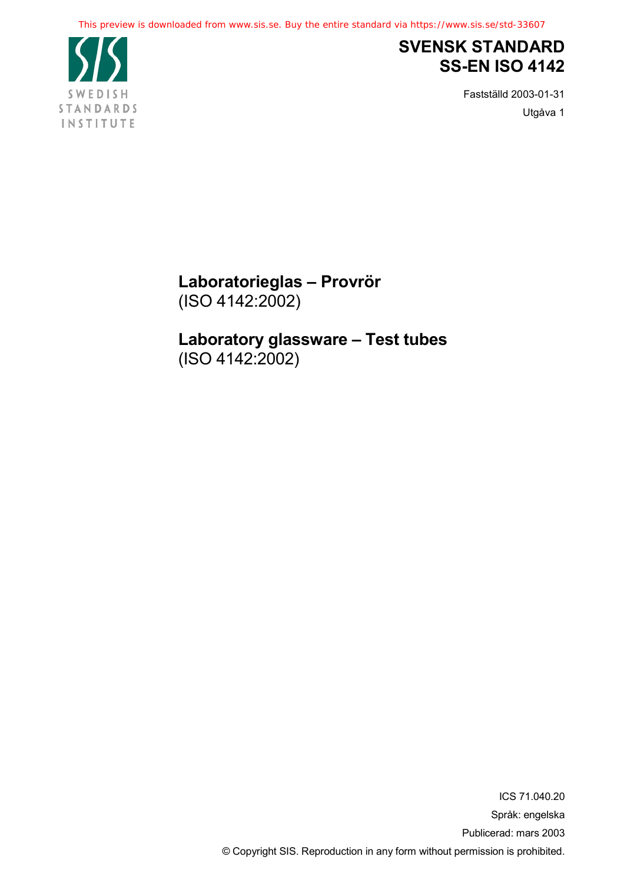SWEDISH STANDARDS INSTITUTE

# SVENSK STANDARD
# SS-EN ISO 4142

Fastställd 2003-01-31

Utgåva 1

## Laboratorieglas – Provrör
(ISO 4142:2002)

## Laboratory glassware – Test tubes
(ISO 4142:2002)

ICS 71.040.20

Språk: engelska

Publicerad: mars 2003

© Copyright SIS. Reproduction in any form without permission is prohibited.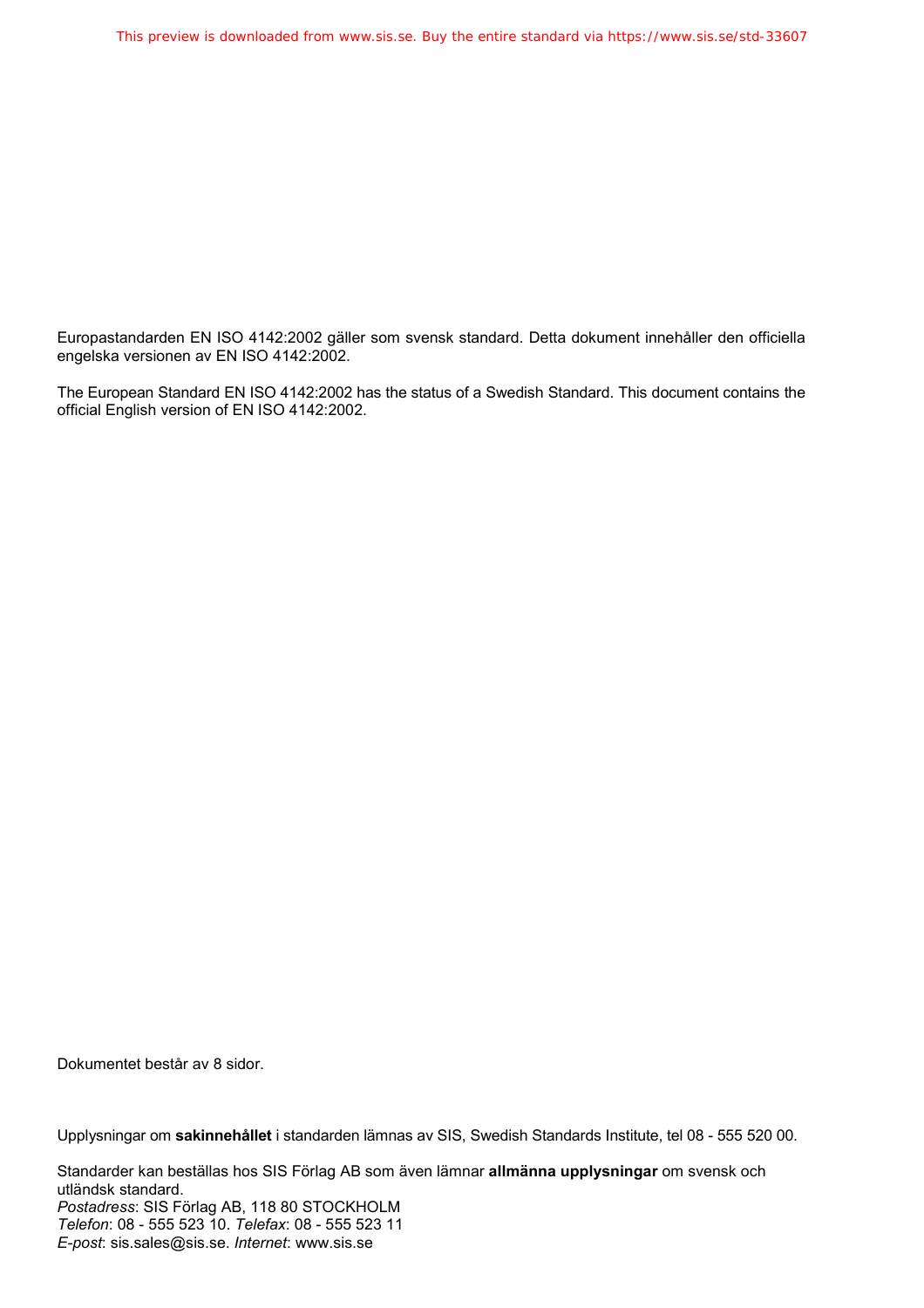Europastandarden EN ISO 4142:2002 gäller som svensk standard. Detta dokument innehåller den officiella engelska versionen av EN ISO 4142:2002.

The European Standard EN ISO 4142:2002 has the status of a Swedish Standard. This document contains the official English version of EN ISO 4142:2002.

Dokumentet består av 8 sidor.

Upplysningar om **sakinnehållet** i standarden lämnas av SIS, Swedish Standards Institute, tel 08 - 555 520 00.

Standarder kan beställas hos SIS Förlag AB som även lämnar **allmänna upplysningar** om svensk och utländsk standard.
*Postadress*: SIS Förlag AB, 118 80 STOCKHOLM
*Telefon*: 08 - 555 523 10. *Telefax*: 08 - 555 523 11
*E-post*: sis.sales@sis.se. *Internet*: www.sis.se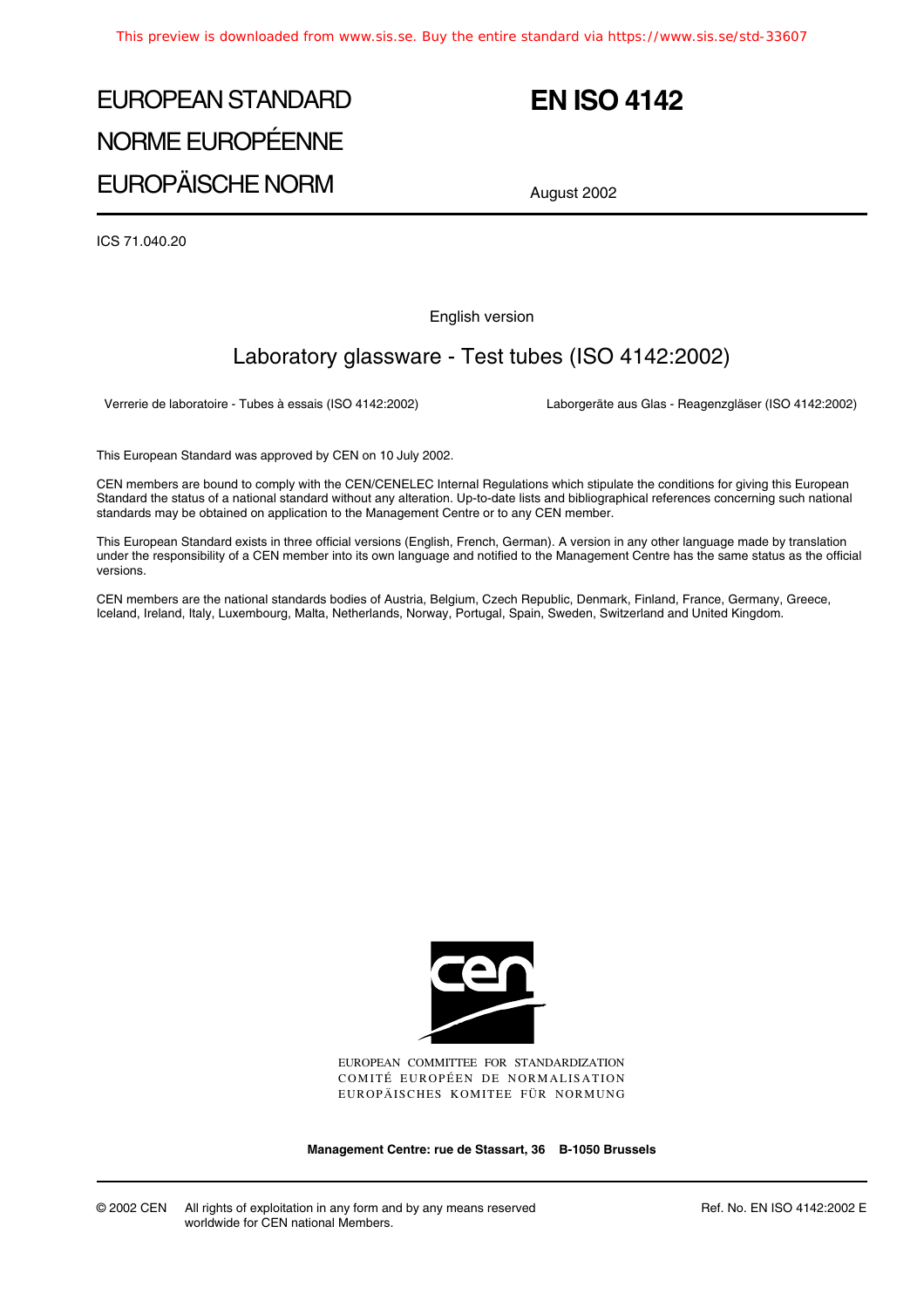This preview is downloaded from www.sis.se. Buy the entire standard via https://www.sis.se/std-33607

# EUROPEAN STANDARD
# NORME EUROPÉENNE
# EUROPÄISCHE NORM

# EN ISO 4142

August 2002

ICS 71.040.20

English version

## Laboratory glassware - Test tubes (ISO 4142:2002)

Verrerie de laboratoire - Tubes à essais (ISO 4142:2002)

Laborgeräte aus Glas - Reagenzgläser (ISO 4142:2002)

This European Standard was approved by CEN on 10 July 2002.

CEN members are bound to comply with the CEN/CENELEC Internal Regulations which stipulate the conditions for giving this European Standard the status of a national standard without any alteration. Up-to-date lists and bibliographical references concerning such national standards may be obtained on application to the Management Centre or to any CEN member.

This European Standard exists in three official versions (English, French, German). A version in any other language made by translation under the responsibility of a CEN member into its own language and notified to the Management Centre has the same status as the official versions.

CEN members are the national standards bodies of Austria, Belgium, Czech Republic, Denmark, Finland, France, Germany, Greece, Iceland, Ireland, Italy, Luxembourg, Malta, Netherlands, Norway, Portugal, Spain, Sweden, Switzerland and United Kingdom.

EUROPEAN COMMITTEE FOR STANDARDIZATION
COMITÉ EUROPÉEN DE NORMALISATION
EUROPÄISCHES KOMITEE FÜR NORMUNG

**Management Centre: rue de Stassart, 36 B-1050 Brussels**

© 2002 CEN All rights of exploitation in any form and by any means reserved worldwide for CEN national Members.

Ref. No. EN ISO 4142:2002 E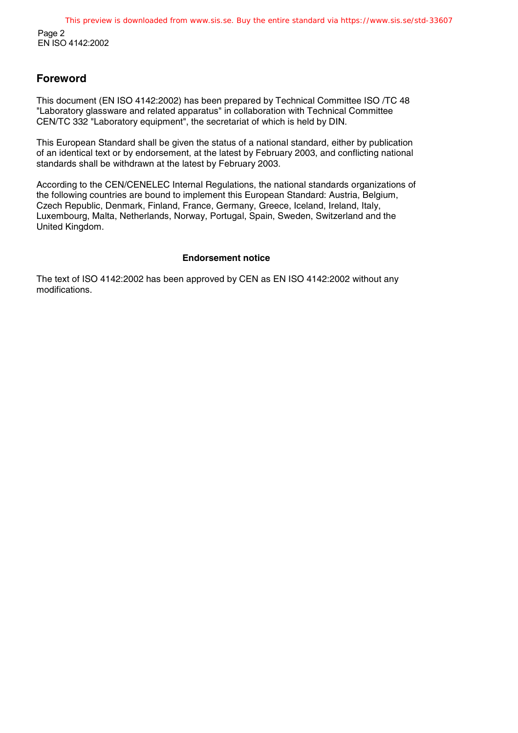## Foreword

This document (EN ISO 4142:2002) has been prepared by Technical Committee ISO /TC 48 "Laboratory glassware and related apparatus" in collaboration with Technical Committee CEN/TC 332 "Laboratory equipment", the secretariat of which is held by DIN.

This European Standard shall be given the status of a national standard, either by publication of an identical text or by endorsement, at the latest by February 2003, and conflicting national standards shall be withdrawn at the latest by February 2003.

According to the CEN/CENELEC Internal Regulations, the national standards organizations of the following countries are bound to implement this European Standard: Austria, Belgium, Czech Republic, Denmark, Finland, France, Germany, Greece, Iceland, Ireland, Italy, Luxembourg, Malta, Netherlands, Norway, Portugal, Spain, Sweden, Switzerland and the United Kingdom.

**Endorsement notice**

The text of ISO 4142:2002 has been approved by CEN as EN ISO 4142:2002 without any modifications.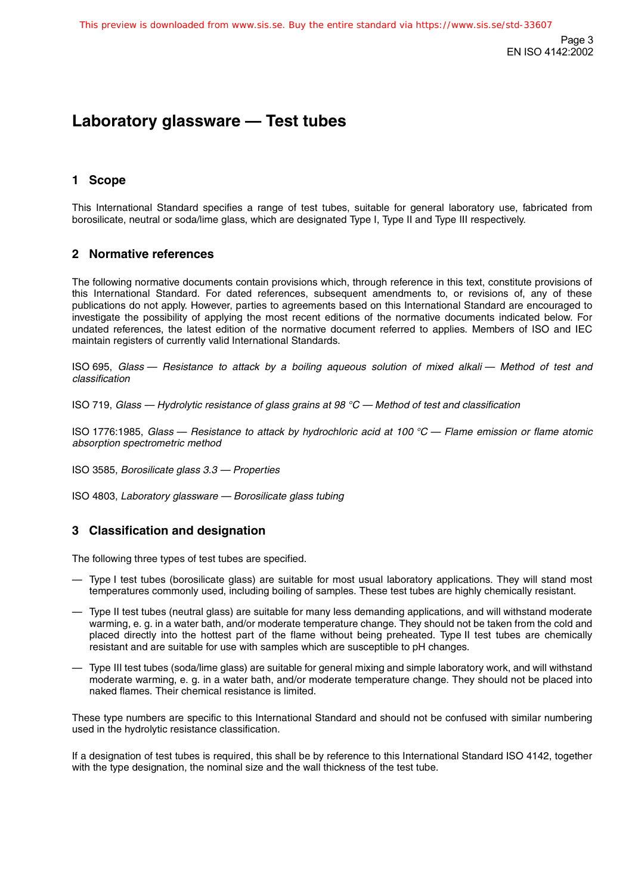# Laboratory glassware — Test tubes

## 1 Scope

This International Standard specifies a range of test tubes, suitable for general laboratory use, fabricated from borosilicate, neutral or soda/lime glass, which are designated Type I, Type II and Type III respectively.

## 2 Normative references

The following normative documents contain provisions which, through reference in this text, constitute provisions of this International Standard. For dated references, subsequent amendments to, or revisions of, any of these publications do not apply. However, parties to agreements based on this International Standard are encouraged to investigate the possibility of applying the most recent editions of the normative documents indicated below. For undated references, the latest edition of the normative document referred to applies. Members of ISO and IEC maintain registers of currently valid International Standards.

ISO 695, *Glass — Resistance to attack by a boiling aqueous solution of mixed alkali — Method of test and classification*

ISO 719, *Glass — Hydrolytic resistance of glass grains at 98 °C — Method of test and classification*

ISO 1776:1985, *Glass — Resistance to attack by hydrochloric acid at 100 °C — Flame emission or flame atomic absorption spectrometric method*

ISO 3585, *Borosilicate glass 3.3 — Properties*

ISO 4803, *Laboratory glassware — Borosilicate glass tubing*

## 3 Classification and designation

The following three types of test tubes are specified.

— Type I test tubes (borosilicate glass) are suitable for most usual laboratory applications. They will stand most temperatures commonly used, including boiling of samples. These test tubes are highly chemically resistant.

— Type II test tubes (neutral glass) are suitable for many less demanding applications, and will withstand moderate warming, e. g. in a water bath, and/or moderate temperature change. They should not be taken from the cold and placed directly into the hottest part of the flame without being preheated. Type II test tubes are chemically resistant and are suitable for use with samples which are susceptible to pH changes.

— Type III test tubes (soda/lime glass) are suitable for general mixing and simple laboratory work, and will withstand moderate warming, e. g. in a water bath, and/or moderate temperature change. They should not be placed into naked flames. Their chemical resistance is limited.

These type numbers are specific to this International Standard and should not be confused with similar numbering used in the hydrolytic resistance classification.

If a designation of test tubes is required, this shall be by reference to this International Standard ISO 4142, together with the type designation, the nominal size and the wall thickness of the test tube.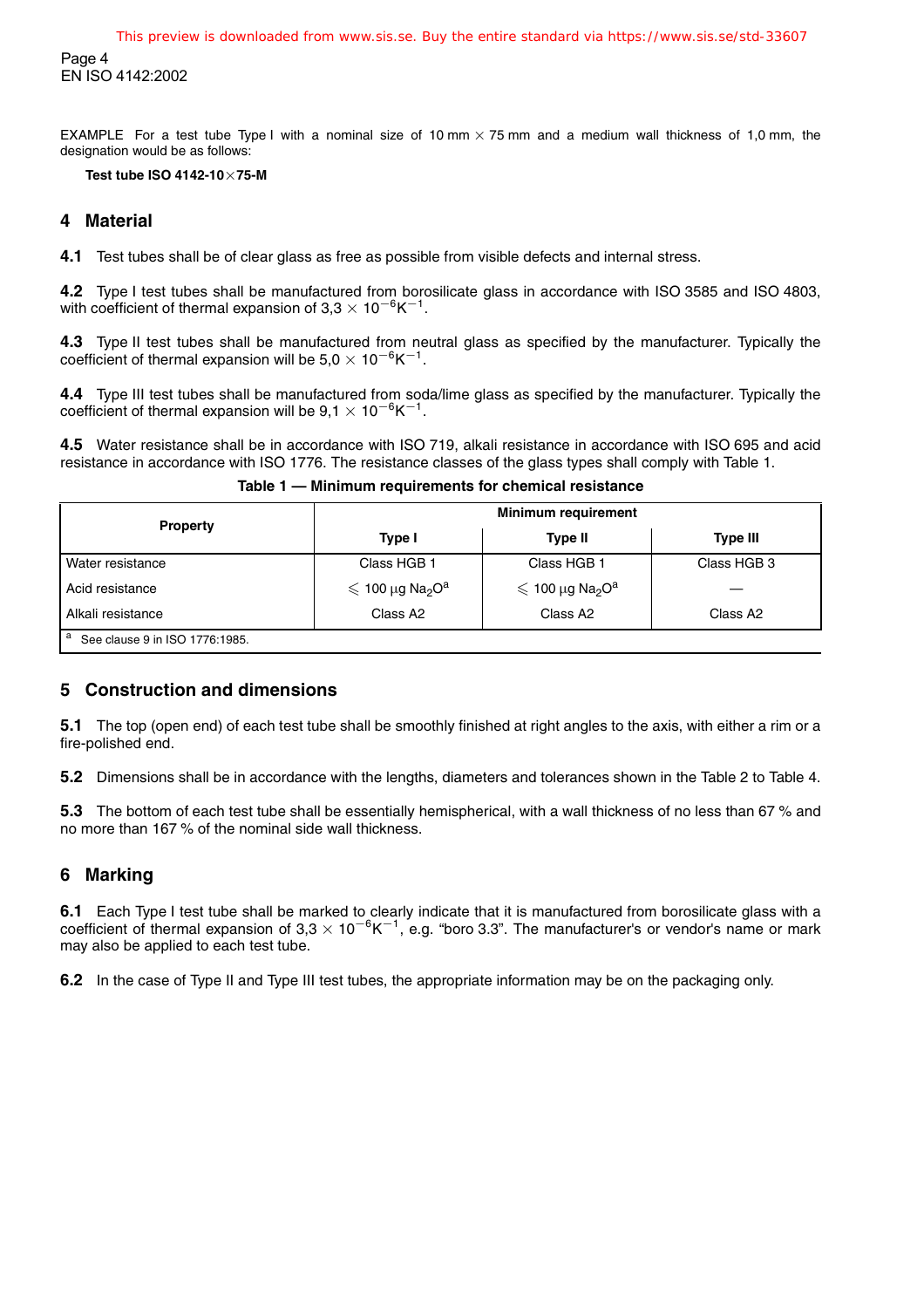EXAMPLE For a test tube Type I with a nominal size of 10 mm × 75 mm and a medium wall thickness of 1,0 mm, the designation would be as follows:

**Test tube ISO 4142-10×75-M**

## 4 Material

**4.1** Test tubes shall be of clear glass as free as possible from visible defects and internal stress.

**4.2** Type I test tubes shall be manufactured from borosilicate glass in accordance with ISO 3585 and ISO 4803, with coefficient of thermal expansion of $3{,}3 \times 10^{-6} K^{-1}$.

**4.3** Type II test tubes shall be manufactured from neutral glass as specified by the manufacturer. Typically the coefficient of thermal expansion will be $5{,}0 \times 10^{-6} K^{-1}$.

**4.4** Type III test tubes shall be manufactured from soda/lime glass as specified by the manufacturer. Typically the coefficient of thermal expansion will be $9{,}1 \times 10^{-6} K^{-1}$.

**4.5** Water resistance shall be in accordance with ISO 719, alkali resistance in accordance with ISO 695 and acid resistance in accordance with ISO 1776. The resistance classes of the glass types shall comply with Table 1.

**Table 1 — Minimum requirements for chemical resistance**

| Property | Minimum requirement | | |
|---|---|---|---|
| | Type I | Type II | Type III |
| Water resistance | Class HGB 1 | Class HGB 1 | Class HGB 3 |
| Acid resistance | ⩽ 100 µg $Na_2O$[a] | ⩽ 100 µg $Na_2O$[a] | — |
| Alkali resistance | Class A2 | Class A2 | Class A2 |

[a] See clause 9 in ISO 1776:1985.

## 5 Construction and dimensions

**5.1** The top (open end) of each test tube shall be smoothly finished at right angles to the axis, with either a rim or a fire-polished end.

**5.2** Dimensions shall be in accordance with the lengths, diameters and tolerances shown in the Table 2 to Table 4.

**5.3** The bottom of each test tube shall be essentially hemispherical, with a wall thickness of no less than 67 % and no more than 167 % of the nominal side wall thickness.

## 6 Marking

**6.1** Each Type I test tube shall be marked to clearly indicate that it is manufactured from borosilicate glass with a coefficient of thermal expansion of $3{,}3 \times 10^{-6} K^{-1}$, e.g. "boro 3.3". The manufacturer's or vendor's name or mark may also be applied to each test tube.

**6.2** In the case of Type II and Type III test tubes, the appropriate information may be on the packaging only.